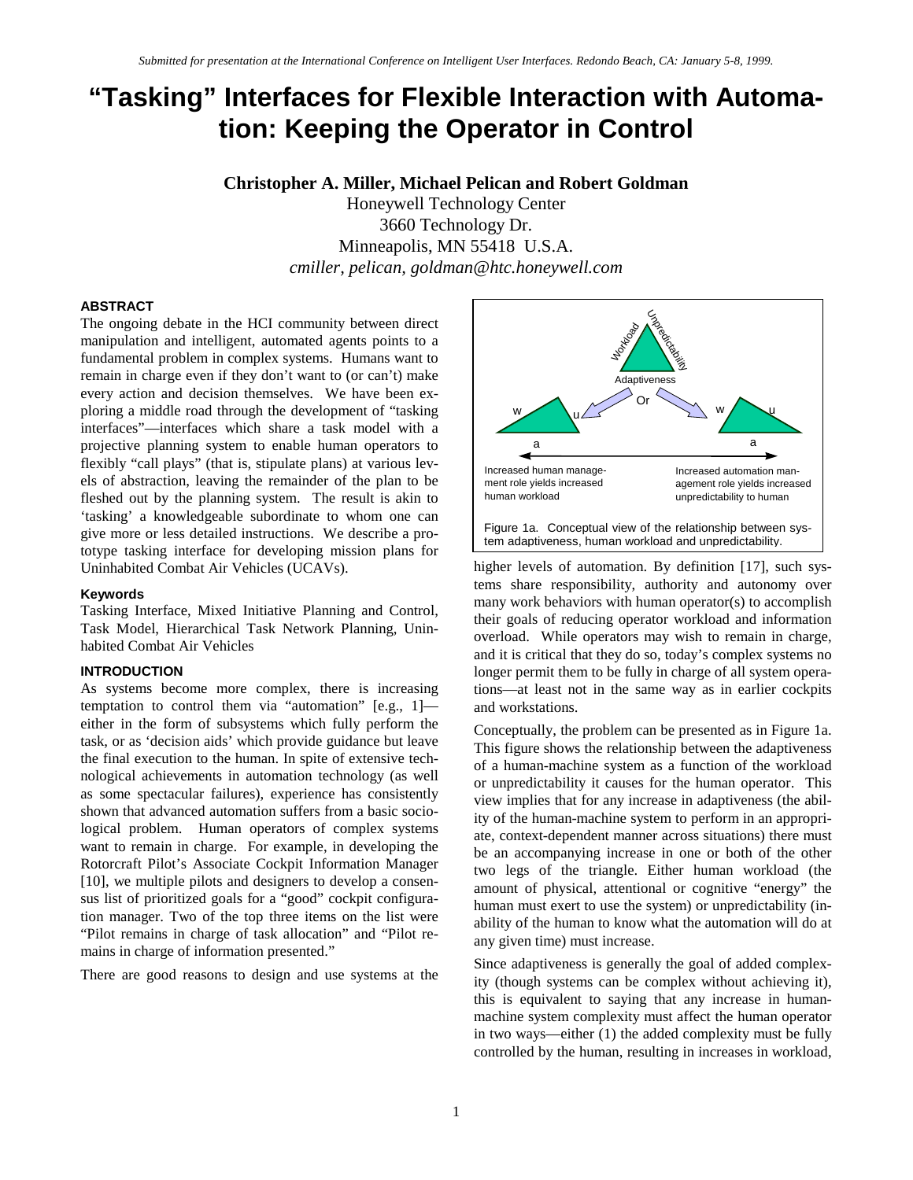# "Tasking" Interfaces for Flexible Interaction with Automation: Keeping the Operator in Control

**Christopher A. Miller, Michael Pelican and Robert Goldman**

Honeywell Technology Center
3660 Technology Dr.
Minneapolis, MN 55418 U.S.A.
*cmiller, pelican, goldman@htc.honeywell.com*

### ABSTRACT

The ongoing debate in the HCI community between direct manipulation and intelligent, automated agents points to a fundamental problem in complex systems. Humans want to remain in charge even if they don't want to (or can't) make every action and decision themselves. We have been exploring a middle road through the development of "tasking interfaces"—interfaces which share a task model with a projective planning system to enable human operators to flexibly "call plays" (that is, stipulate plans) at various levels of abstraction, leaving the remainder of the plan to be fleshed out by the planning system. The result is akin to 'tasking' a knowledgeable subordinate to whom one can give more or less detailed instructions. We describe a prototype tasking interface for developing mission plans for Uninhabited Combat Air Vehicles (UCAVs).

#### Keywords

Tasking Interface, Mixed Initiative Planning and Control, Task Model, Hierarchical Task Network Planning, Uninhabited Combat Air Vehicles

### INTRODUCTION

As systems become more complex, there is increasing temptation to control them via "automation" [e.g., 1]—either in the form of subsystems which fully perform the task, or as 'decision aids' which provide guidance but leave the final execution to the human. In spite of extensive technological achievements in automation technology (as well as some spectacular failures), experience has consistently shown that advanced automation suffers from a basic sociological problem. Human operators of complex systems want to remain in charge. For example, in developing the Rotorcraft Pilot's Associate Cockpit Information Manager [10], we multiple pilots and designers to develop a consensus list of prioritized goals for a "good" cockpit configuration manager. Two of the top three items on the list were "Pilot remains in charge of task allocation" and "Pilot remains in charge of information presented."

There are good reasons to design and use systems at the higher levels of automation. By definition [17], such systems share responsibility, authority and autonomy over many work behaviors with human operator(s) to accomplish their goals of reducing operator workload and information overload. While operators may wish to remain in charge, and it is critical that they do so, today's complex systems no longer permit them to be fully in charge of all system operations—at least not in the same way as in earlier cockpits and workstations.

Figure 1a. Conceptual view of the relationship between system adaptiveness, human workload and unpredictability.

Conceptually, the problem can be presented as in Figure 1a. This figure shows the relationship between the adaptiveness of a human-machine system as a function of the workload or unpredictability it causes for the human operator. This view implies that for any increase in adaptiveness (the ability of the human-machine system to perform in an appropriate, context-dependent manner across situations) there must be an accompanying increase in one or both of the other two legs of the triangle. Either human workload (the amount of physical, attentional or cognitive "energy" the human must exert to use the system) or unpredictability (inability of the human to know what the automation will do at any given time) must increase.

Since adaptiveness is generally the goal of added complexity (though systems can be complex without achieving it), this is equivalent to saying that any increase in human-machine system complexity must affect the human operator in two ways—either (1) the added complexity must be fully controlled by the human, resulting in increases in workload,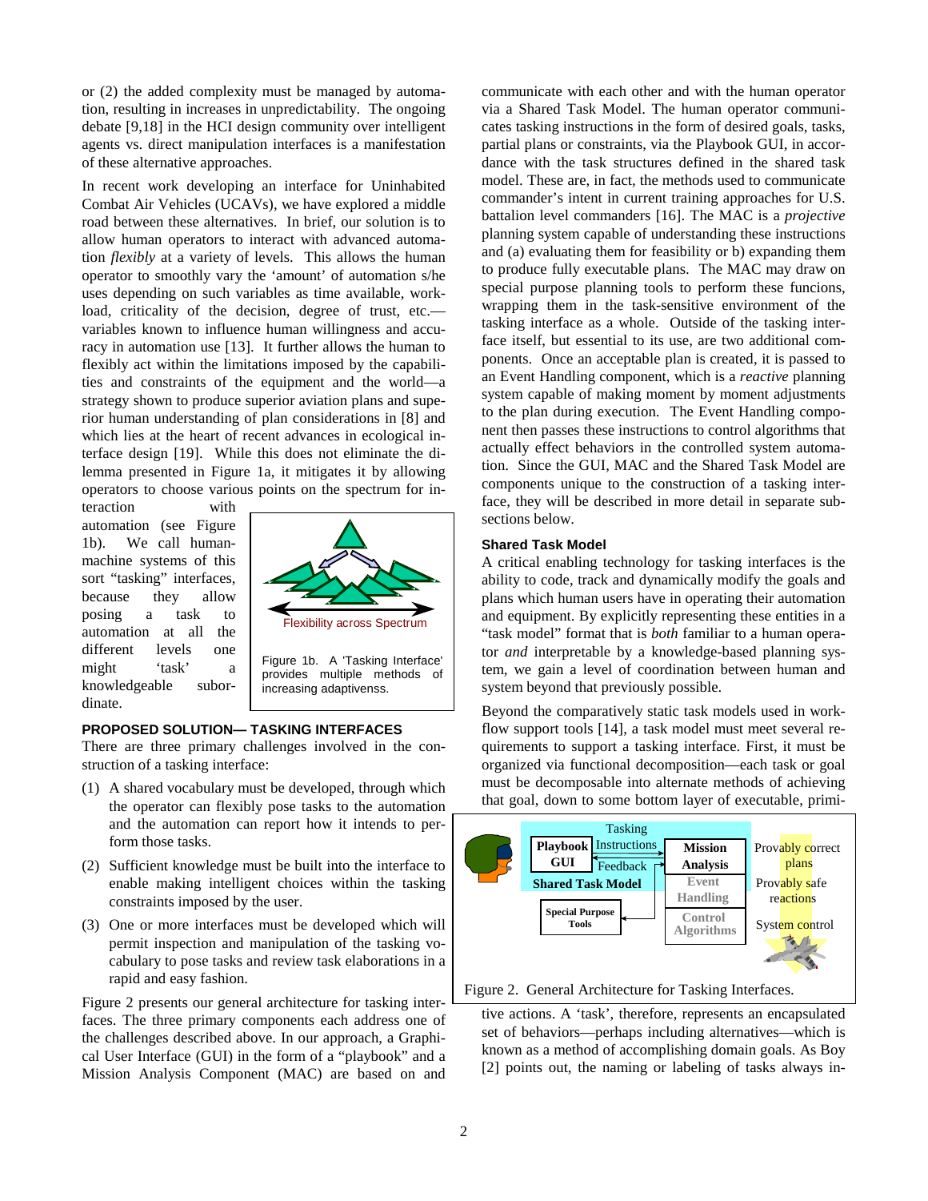or (2) the added complexity must be managed by automation, resulting in increases in unpredictability. The ongoing debate [9,18] in the HCI design community over intelligent agents vs. direct manipulation interfaces is a manifestation of these alternative approaches.

In recent work developing an interface for Uninhabited Combat Air Vehicles (UCAVs), we have explored a middle road between these alternatives. In brief, our solution is to allow human operators to interact with advanced automation *flexibly* at a variety of levels. This allows the human operator to smoothly vary the 'amount' of automation s/he uses depending on such variables as time available, workload, criticality of the decision, degree of trust, etc.—variables known to influence human willingness and accuracy in automation use [13]. It further allows the human to flexibly act within the limitations imposed by the capabilities and constraints of the equipment and the world—a strategy shown to produce superior aviation plans and superior human understanding of plan considerations in [8] and which lies at the heart of recent advances in ecological interface design [19]. While this does not eliminate the dilemma presented in Figure 1a, it mitigates it by allowing operators to choose various points on the spectrum for interaction with automation (see Figure 1b). We call human-machine systems of this sort "tasking" interfaces, because they allow posing a task to automation at all the different levels one might 'task' a knowledgeable subordinate.

Flexibility across Spectrum

Figure 1b. A 'Tasking Interface' provides multiple methods of increasing adaptivenss.

## PROPOSED SOLUTION— TASKING INTERFACES

There are three primary challenges involved in the construction of a tasking interface:

(1) A shared vocabulary must be developed, through which the operator can flexibly pose tasks to the automation and the automation can report how it intends to perform those tasks.

(2) Sufficient knowledge must be built into the interface to enable making intelligent choices within the tasking constraints imposed by the user.

(3) One or more interfaces must be developed which will permit inspection and manipulation of the tasking vocabulary to pose tasks and review task elaborations in a rapid and easy fashion.

Figure 2 presents our general architecture for tasking interfaces. The three primary components each address one of the challenges described above. In our approach, a Graphical User Interface (GUI) in the form of a "playbook" and a Mission Analysis Component (MAC) are based on and communicate with each other and with the human operator via a Shared Task Model. The human operator communicates tasking instructions in the form of desired goals, tasks, partial plans or constraints, via the Playbook GUI, in accordance with the task structures defined in the shared task model. These are, in fact, the methods used to communicate commander's intent in current training approaches for U.S. battalion level commanders [16]. The MAC is a *projective* planning system capable of understanding these instructions and (a) evaluating them for feasibility or b) expanding them to produce fully executable plans. The MAC may draw on special purpose planning tools to perform these funcions, wrapping them in the task-sensitive environment of the tasking interface as a whole. Outside of the tasking interface itself, but essential to its use, are two additional components. Once an acceptable plan is created, it is passed to an Event Handling component, which is a *reactive* planning system capable of making moment by moment adjustments to the plan during execution. The Event Handling component then passes these instructions to control algorithms that actually effect behaviors in the controlled system automation. Since the GUI, MAC and the Shared Task Model are components unique to the construction of a tasking interface, they will be described in more detail in separate subsections below.

### Shared Task Model

A critical enabling technology for tasking interfaces is the ability to code, track and dynamically modify the goals and plans which human users have in operating their automation and equipment. By explicitly representing these entities in a "task model" format that is *both* familiar to a human operator *and* interpretable by a knowledge-based planning system, we gain a level of coordination between human and system beyond that previously possible.

Beyond the comparatively static task models used in workflow support tools [14], a task model must meet several requirements to support a tasking interface. First, it must be organized via functional decomposition—each task or goal must be decomposable into alternate methods of achieving that goal, down to some bottom layer of executable, primitive actions. A 'task', therefore, represents an encapsulated set of behaviors—perhaps including alternatives—which is known as a method of accomplishing domain goals. As Boy [2] points out, the naming or labeling of tasks always in-

Playbook GUI | Tasking Instructions | Feedback | Mission Analysis | Event Handling | Control Algorithms | Shared Task Model | Special Purpose Tools | Provably correct plans | Provably safe reactions | System control

Figure 2. General Architecture for Tasking Interfaces.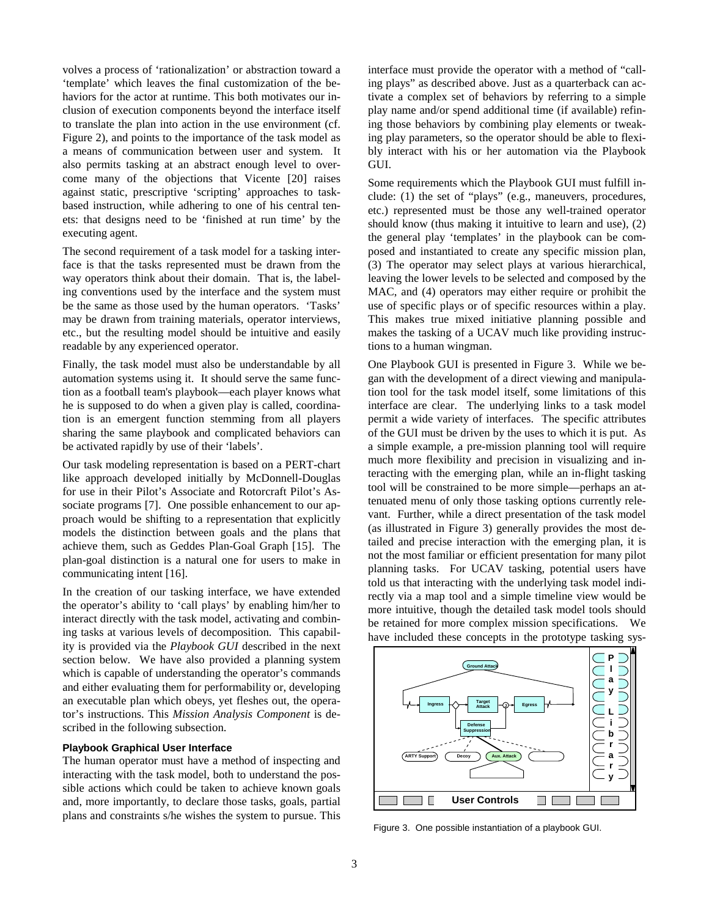volves a process of 'rationalization' or abstraction toward a 'template' which leaves the final customization of the behaviors for the actor at runtime. This both motivates our inclusion of execution components beyond the interface itself to translate the plan into action in the use environment (cf. Figure 2), and points to the importance of the task model as a means of communication between user and system. It also permits tasking at an abstract enough level to overcome many of the objections that Vicente [20] raises against static, prescriptive 'scripting' approaches to task-based instruction, while adhering to one of his central tenets: that designs need to be 'finished at run time' by the executing agent.

The second requirement of a task model for a tasking interface is that the tasks represented must be drawn from the way operators think about their domain. That is, the labeling conventions used by the interface and the system must be the same as those used by the human operators. 'Tasks' may be drawn from training materials, operator interviews, etc., but the resulting model should be intuitive and easily readable by any experienced operator.

Finally, the task model must also be understandable by all automation systems using it. It should serve the same function as a football team's playbook—each player knows what he is supposed to do when a given play is called, coordination is an emergent function stemming from all players sharing the same playbook and complicated behaviors can be activated rapidly by use of their 'labels'.

Our task modeling representation is based on a PERT-chart like approach developed initially by McDonnell-Douglas for use in their Pilot's Associate and Rotorcraft Pilot's Associate programs [7]. One possible enhancement to our approach would be shifting to a representation that explicitly models the distinction between goals and the plans that achieve them, such as Geddes Plan-Goal Graph [15]. The plan-goal distinction is a natural one for users to make in communicating intent [16].

In the creation of our tasking interface, we have extended the operator's ability to 'call plays' by enabling him/her to interact directly with the task model, activating and combining tasks at various levels of decomposition. This capability is provided via the *Playbook GUI* described in the next section below. We have also provided a planning system which is capable of understanding the operator's commands and either evaluating them for performability or, developing an executable plan which obeys, yet fleshes out, the operator's instructions. This *Mission Analysis Component* is described in the following subsection.

### Playbook Graphical User Interface

The human operator must have a method of inspecting and interacting with the task model, both to understand the possible actions which could be taken to achieve known goals and, more importantly, to declare those tasks, goals, partial plans and constraints s/he wishes the system to pursue. This interface must provide the operator with a method of "calling plays" as described above. Just as a quarterback can activate a complex set of behaviors by referring to a simple play name and/or spend additional time (if available) refining those behaviors by combining play elements or tweaking play parameters, so the operator should be able to flexibly interact with his or her automation via the Playbook GUI.

Some requirements which the Playbook GUI must fulfill include: (1) the set of "plays" (e.g., maneuvers, procedures, etc.) represented must be those any well-trained operator should know (thus making it intuitive to learn and use), (2) the general play 'templates' in the playbook can be composed and instantiated to create any specific mission plan, (3) The operator may select plays at various hierarchical, leaving the lower levels to be selected and composed by the MAC, and (4) operators may either require or prohibit the use of specific plays or of specific resources within a play. This makes true mixed initiative planning possible and makes the tasking of a UCAV much like providing instructions to a human wingman.

One Playbook GUI is presented in Figure 3. While we began with the development of a direct viewing and manipulation tool for the task model itself, some limitations of this interface are clear. The underlying links to a task model permit a wide variety of interfaces. The specific attributes of the GUI must be driven by the uses to which it is put. As a simple example, a pre-mission planning tool will require much more flexibility and precision in visualizing and interacting with the emerging plan, while an in-flight tasking tool will be constrained to be more simple—perhaps an attenuated menu of only those tasking options currently relevant. Further, while a direct presentation of the task model (as illustrated in Figure 3) generally provides the most detailed and precise interaction with the emerging plan, it is not the most familiar or efficient presentation for many pilot planning tasks. For UCAV tasking, potential users have told us that interacting with the underlying task model indirectly via a map tool and a simple timeline view would be more intuitive, though the detailed task model tools should be retained for more complex mission specifications. We have included these concepts in the prototype tasking sys-

Figure 3. One possible instantiation of a playbook GUI.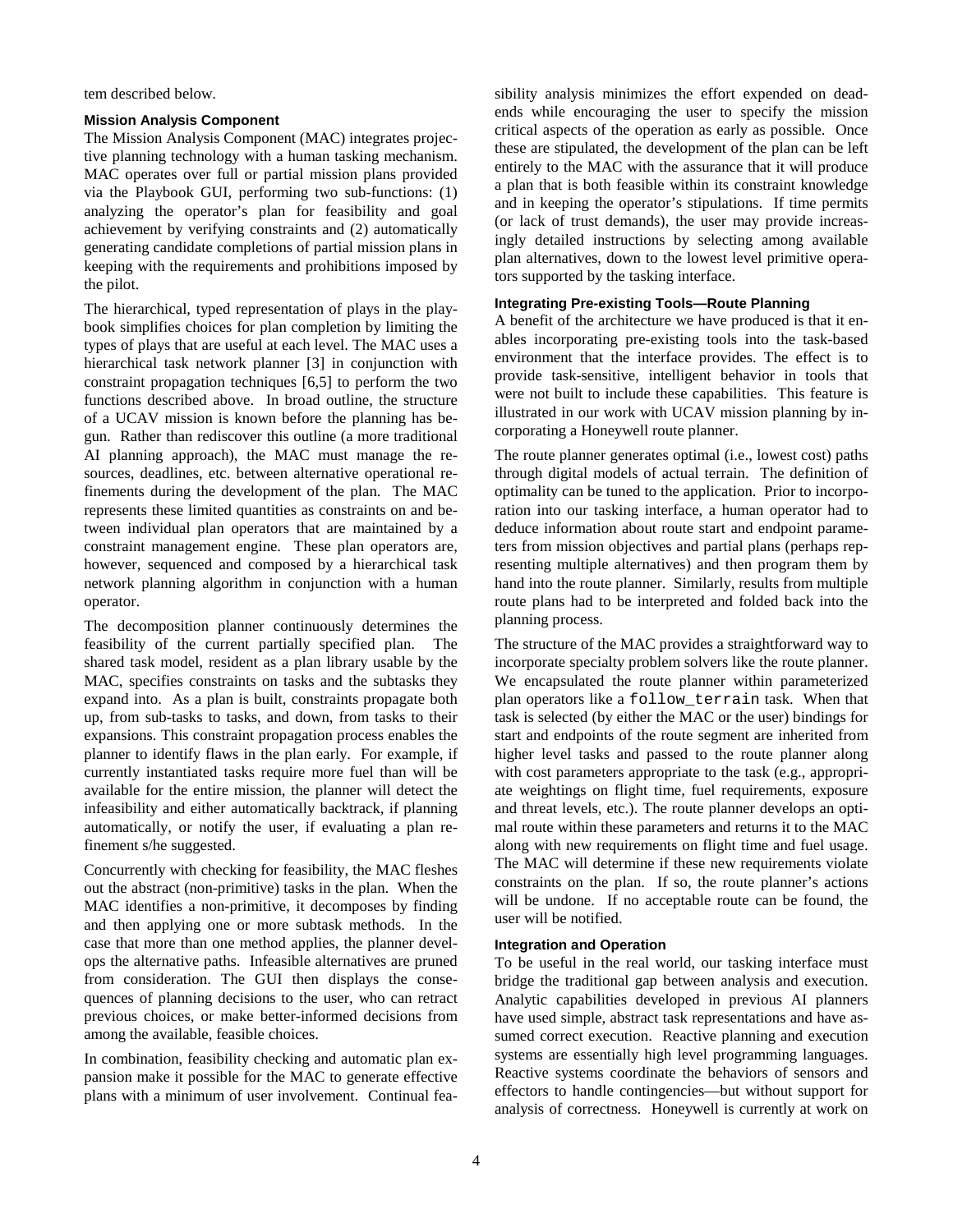tem described below.

### Mission Analysis Component

The Mission Analysis Component (MAC) integrates projective planning technology with a human tasking mechanism. MAC operates over full or partial mission plans provided via the Playbook GUI, performing two sub-functions: (1) analyzing the operator's plan for feasibility and goal achievement by verifying constraints and (2) automatically generating candidate completions of partial mission plans in keeping with the requirements and prohibitions imposed by the pilot.

The hierarchical, typed representation of plays in the playbook simplifies choices for plan completion by limiting the types of plays that are useful at each level. The MAC uses a hierarchical task network planner [3] in conjunction with constraint propagation techniques [6,5] to perform the two functions described above. In broad outline, the structure of a UCAV mission is known before the planning has begun. Rather than rediscover this outline (a more traditional AI planning approach), the MAC must manage the resources, deadlines, etc. between alternative operational refinements during the development of the plan. The MAC represents these limited quantities as constraints on and between individual plan operators that are maintained by a constraint management engine. These plan operators are, however, sequenced and composed by a hierarchical task network planning algorithm in conjunction with a human operator.

The decomposition planner continuously determines the feasibility of the current partially specified plan. The shared task model, resident as a plan library usable by the MAC, specifies constraints on tasks and the subtasks they expand into. As a plan is built, constraints propagate both up, from sub-tasks to tasks, and down, from tasks to their expansions. This constraint propagation process enables the planner to identify flaws in the plan early. For example, if currently instantiated tasks require more fuel than will be available for the entire mission, the planner will detect the infeasibility and either automatically backtrack, if planning automatically, or notify the user, if evaluating a plan refinement s/he suggested.

Concurrently with checking for feasibility, the MAC fleshes out the abstract (non-primitive) tasks in the plan. When the MAC identifies a non-primitive, it decomposes by finding and then applying one or more subtask methods. In the case that more than one method applies, the planner develops the alternative paths. Infeasible alternatives are pruned from consideration. The GUI then displays the consequences of planning decisions to the user, who can retract previous choices, or make better-informed decisions from among the available, feasible choices.

In combination, feasibility checking and automatic plan expansion make it possible for the MAC to generate effective plans with a minimum of user involvement. Continual feasibility analysis minimizes the effort expended on dead-ends while encouraging the user to specify the mission critical aspects of the operation as early as possible. Once these are stipulated, the development of the plan can be left entirely to the MAC with the assurance that it will produce a plan that is both feasible within its constraint knowledge and in keeping the operator's stipulations. If time permits (or lack of trust demands), the user may provide increasingly detailed instructions by selecting among available plan alternatives, down to the lowest level primitive operators supported by the tasking interface.

#### Integrating Pre-existing Tools—Route Planning

A benefit of the architecture we have produced is that it enables incorporating pre-existing tools into the task-based environment that the interface provides. The effect is to provide task-sensitive, intelligent behavior in tools that were not built to include these capabilities. This feature is illustrated in our work with UCAV mission planning by incorporating a Honeywell route planner.

The route planner generates optimal (i.e., lowest cost) paths through digital models of actual terrain. The definition of optimality can be tuned to the application. Prior to incorporation into our tasking interface, a human operator had to deduce information about route start and endpoint parameters from mission objectives and partial plans (perhaps representing multiple alternatives) and then program them by hand into the route planner. Similarly, results from multiple route plans had to be interpreted and folded back into the planning process.

The structure of the MAC provides a straightforward way to incorporate specialty problem solvers like the route planner. We encapsulated the route planner within parameterized plan operators like a `follow_terrain` task. When that task is selected (by either the MAC or the user) bindings for start and endpoints of the route segment are inherited from higher level tasks and passed to the route planner along with cost parameters appropriate to the task (e.g., appropriate weightings on flight time, fuel requirements, exposure and threat levels, etc.). The route planner develops an optimal route within these parameters and returns it to the MAC along with new requirements on flight time and fuel usage. The MAC will determine if these new requirements violate constraints on the plan. If so, the route planner's actions will be undone. If no acceptable route can be found, the user will be notified.

#### Integration and Operation

To be useful in the real world, our tasking interface must bridge the traditional gap between analysis and execution. Analytic capabilities developed in previous AI planners have used simple, abstract task representations and have assumed correct execution. Reactive planning and execution systems are essentially high level programming languages. Reactive systems coordinate the behaviors of sensors and effectors to handle contingencies—but without support for analysis of correctness. Honeywell is currently at work on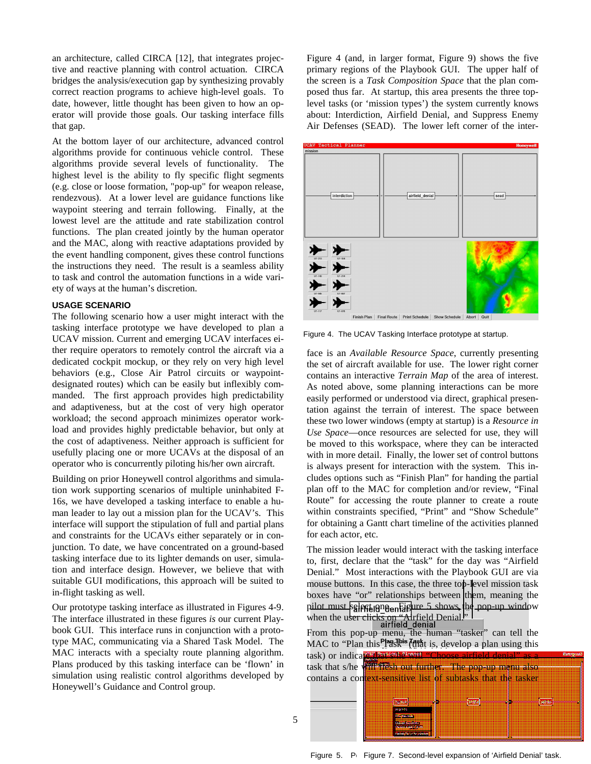an architecture, called CIRCA [12], that integrates projective and reactive planning with control actuation. CIRCA bridges the analysis/execution gap by synthesizing provably correct reaction programs to achieve high-level goals. To date, however, little thought has been given to how an operator will provide those goals. Our tasking interface fills that gap.

At the bottom layer of our architecture, advanced control algorithms provide for continuous vehicle control. These algorithms provide several levels of functionality. The highest level is the ability to fly specific flight segments (e.g. close or loose formation, "pop-up" for weapon release, rendezvous). At a lower level are guidance functions like waypoint steering and terrain following. Finally, at the lowest level are the attitude and rate stabilization control functions. The plan created jointly by the human operator and the MAC, along with reactive adaptations provided by the event handling component, gives these control functions the instructions they need. The result is a seamless ability to task and control the automation functions in a wide variety of ways at the human's discretion.

### USAGE SCENARIO

The following scenario how a user might interact with the tasking interface prototype we have developed to plan a UCAV mission. Current and emerging UCAV interfaces either require operators to remotely control the aircraft via a dedicated cockpit mockup, or they rely on very high level behaviors (e.g., Close Air Patrol circuits or waypoint-designated routes) which can be easily but inflexibly commanded. The first approach provides high predictability and adaptiveness, but at the cost of very high operator workload; the second approach minimizes operator workload and provides highly predictable behavior, but only at the cost of adaptiveness. Neither approach is sufficient for usefully placing one or more UCAVs at the disposal of an operator who is concurrently piloting his/her own aircraft.

Building on prior Honeywell control algorithms and simulation work supporting scenarios of multiple uninhabited F-16s, we have developed a tasking interface to enable a human leader to lay out a mission plan for the UCAV's. This interface will support the stipulation of full and partial plans and constraints for the UCAVs either separately or in conjunction. To date, we have concentrated on a ground-based tasking interface due to its lighter demands on user, simulation and interface design. However, we believe that with suitable GUI modifications, this approach will be suited to in-flight tasking as well.

Our prototype tasking interface as illustrated in Figures 4-9. The interface illustrated in these figures *is* our current Playbook GUI. This interface runs in conjunction with a prototype MAC, communicating via a Shared Task Model. The MAC interacts with a specialty route planning algorithm. Plans produced by this tasking interface can be 'flown' in simulation using realistic control algorithms developed by Honeywell's Guidance and Control group.

Figure 4 (and, in larger format, Figure 9) shows the five primary regions of the Playbook GUI. The upper half of the screen is a *Task Composition Space* that the plan composed thus far. At startup, this area presents the three top-level tasks (or 'mission types') the system currently knows about: Interdiction, Airfield Denial, and Suppress Enemy Air Defenses (SEAD). The lower left corner of the interface is an *Available Resource Space*, currently presenting the set of aircraft available for use. The lower right corner contains an interactive *Terrain Map* of the area of interest. As noted above, some planning interactions can be more easily performed or understood via direct, graphical presentation against the terrain of interest. The space between these two lower windows (empty at startup) is a *Resource in Use Space*—once resources are selected for use, they will be moved to this workspace, where they can be interacted with in more detail. Finally, the lower set of control buttons is always present for interaction with the system. This includes options such as "Finish Plan" for handing the partial plan off to the MAC for completion and/or review, "Final Route" for accessing the route planner to create a route within constraints specified, "Print" and "Show Schedule" for obtaining a Gantt chart timeline of the activities planned for each actor, etc.

Figure 4. The UCAV Tasking Interface prototype at startup.

The mission leader would interact with the tasking interface to, first, declare that the "task" for the day was "Airfield Denial." Most interactions with the Playbook GUI are via mouse buttons. In this case, the three top-level mission task boxes have "or" relationships between them, meaning the pilot must select one. Figure 5 shows the pop-up window when the user clicks on "Airfield Denial."

From this pop-up menu, the human "tasker" can tell the MAC to "Plan this Task" (that is, develop a plan using this task) or indicate that s/he will "Choose airfield denial" as a task that s/he will flesh out further. The pop-up menu also contains a context-sensitive list of subtasks that the tasker

Figure 5. P

Figure 7. Second-level expansion of 'Airfield Denial' task.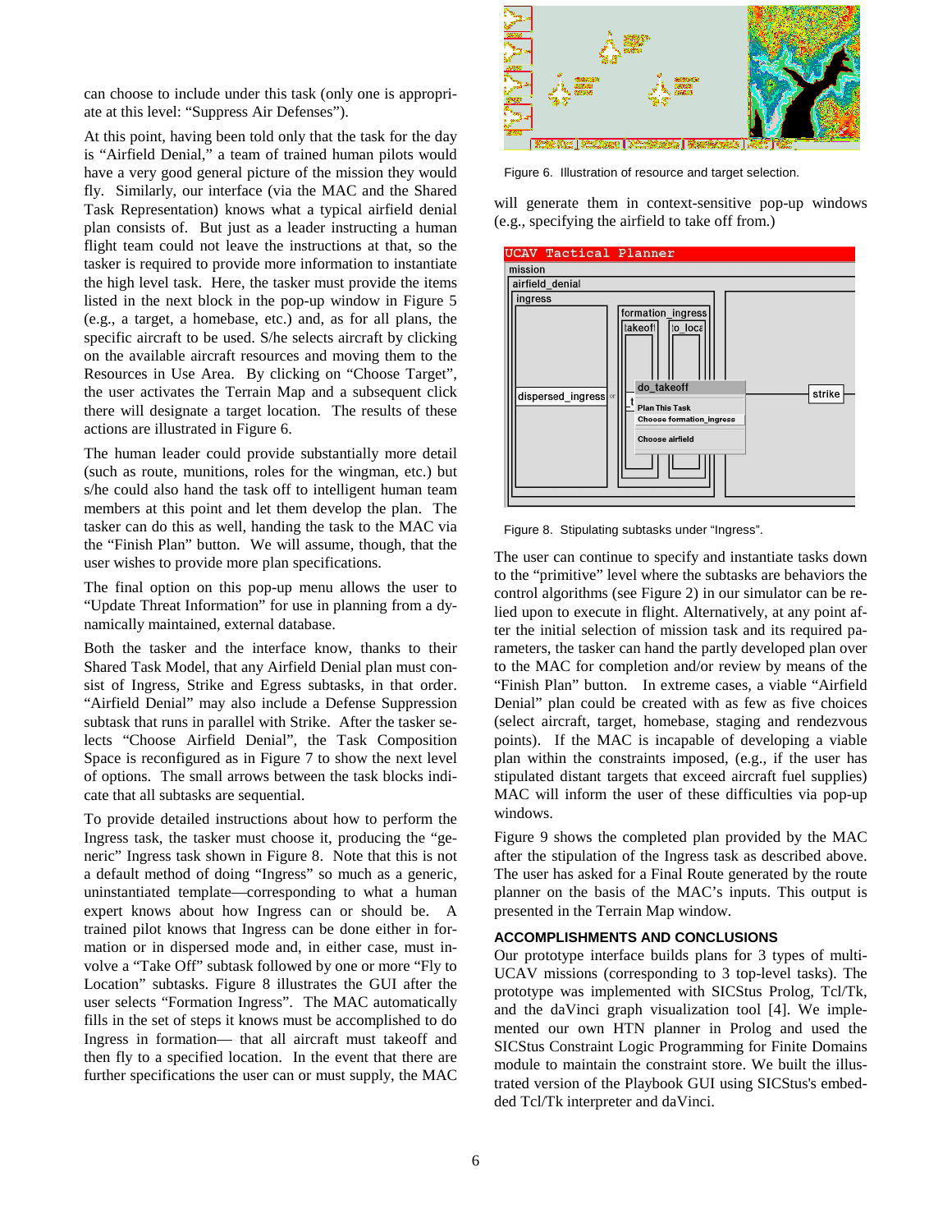can choose to include under this task (only one is appropriate at this level: "Suppress Air Defenses").

At this point, having been told only that the task for the day is "Airfield Denial," a team of trained human pilots would have a very good general picture of the mission they would fly. Similarly, our interface (via the MAC and the Shared Task Representation) knows what a typical airfield denial plan consists of. But just as a leader instructing a human flight team could not leave the instructions at that, so the tasker is required to provide more information to instantiate the high level task. Here, the tasker must provide the items listed in the next block in the pop-up window in Figure 5 (e.g., a target, a homebase, etc.) and, as for all plans, the specific aircraft to be used. S/he selects aircraft by clicking on the available aircraft resources and moving them to the Resources in Use Area. By clicking on "Choose Target", the user activates the Terrain Map and a subsequent click there will designate a target location. The results of these actions are illustrated in Figure 6.

The human leader could provide substantially more detail (such as route, munitions, roles for the wingman, etc.) but s/he could also hand the task off to intelligent human team members at this point and let them develop the plan. The tasker can do this as well, handing the task to the MAC via the "Finish Plan" button. We will assume, though, that the user wishes to provide more plan specifications.

The final option on this pop-up menu allows the user to "Update Threat Information" for use in planning from a dynamically maintained, external database.

Both the tasker and the interface know, thanks to their Shared Task Model, that any Airfield Denial plan must consist of Ingress, Strike and Egress subtasks, in that order. "Airfield Denial" may also include a Defense Suppression subtask that runs in parallel with Strike. After the tasker selects "Choose Airfield Denial", the Task Composition Space is reconfigured as in Figure 7 to show the next level of options. The small arrows between the task blocks indicate that all subtasks are sequential.

To provide detailed instructions about how to perform the Ingress task, the tasker must choose it, producing the "generic" Ingress task shown in Figure 8. Note that this is not a default method of doing "Ingress" so much as a generic, uninstantiated template—corresponding to what a human expert knows about how Ingress can or should be. A trained pilot knows that Ingress can be done either in formation or in dispersed mode and, in either case, must involve a "Take Off" subtask followed by one or more "Fly to Location" subtasks. Figure 8 illustrates the GUI after the user selects "Formation Ingress". The MAC automatically fills in the set of steps it knows must be accomplished to do Ingress in formation— that all aircraft must takeoff and then fly to a specified location. In the event that there are further specifications the user can or must supply, the MAC

Figure 6. Illustration of resource and target selection.

will generate them in context-sensitive pop-up windows (e.g., specifying the airfield to take off from.)

Figure 8. Stipulating subtasks under "Ingress".

The user can continue to specify and instantiate tasks down to the "primitive" level where the subtasks are behaviors the control algorithms (see Figure 2) in our simulator can be relied upon to execute in flight. Alternatively, at any point after the initial selection of mission task and its required parameters, the tasker can hand the partly developed plan over to the MAC for completion and/or review by means of the "Finish Plan" button. In extreme cases, a viable "Airfield Denial" plan could be created with as few as five choices (select aircraft, target, homebase, staging and rendezvous points). If the MAC is incapable of developing a viable plan within the constraints imposed, (e.g., if the user has stipulated distant targets that exceed aircraft fuel supplies) MAC will inform the user of these difficulties via pop-up windows.

Figure 9 shows the completed plan provided by the MAC after the stipulation of the Ingress task as described above. The user has asked for a Final Route generated by the route planner on the basis of the MAC's inputs. This output is presented in the Terrain Map window.

## ACCOMPLISHMENTS AND CONCLUSIONS

Our prototype interface builds plans for 3 types of multi-UCAV missions (corresponding to 3 top-level tasks). The prototype was implemented with SICStus Prolog, Tcl/Tk, and the daVinci graph visualization tool [4]. We implemented our own HTN planner in Prolog and used the SICStus Constraint Logic Programming for Finite Domains module to maintain the constraint store. We built the illustrated version of the Playbook GUI using SICStus's embedded Tcl/Tk interpreter and daVinci.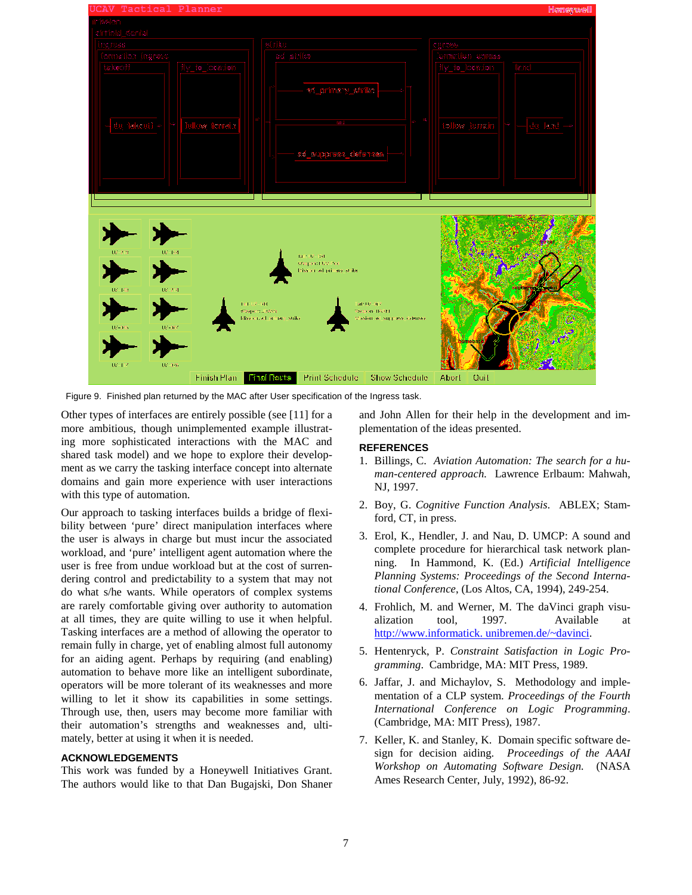Figure 9. Finished plan returned by the MAC after User specification of the Ingress task.

Other types of interfaces are entirely possible (see [11] for a more ambitious, though unimplemented example illustrating more sophisticated interactions with the MAC and shared task model) and we hope to explore their development as we carry the tasking interface concept into alternate domains and gain more experience with user interactions with this type of automation.

Our approach to tasking interfaces builds a bridge of flexibility between 'pure' direct manipulation interfaces where the user is always in charge but must incur the associated workload, and 'pure' intelligent agent automation where the user is free from undue workload but at the cost of surrendering control and predictability to a system that may not do what s/he wants. While operators of complex systems are rarely comfortable giving over authority to automation at all times, they are quite willing to use it when helpful. Tasking interfaces are a method of allowing the operator to remain fully in charge, yet of enabling almost full autonomy for an aiding agent. Perhaps by requiring (and enabling) automation to behave more like an intelligent subordinate, operators will be more tolerant of its weaknesses and more willing to let it show its capabilities in some settings. Through use, then, users may become more familiar with their automation's strengths and weaknesses and, ultimately, better at using it when it is needed.

### ACKNOWLEDGEMENTS

This work was funded by a Honeywell Initiatives Grant. The authors would like to that Dan Bugajski, Don Shaner and John Allen for their help in the development and implementation of the ideas presented.

### REFERENCES

1. Billings, C. *Aviation Automation: The search for a human-centered approach.* Lawrence Erlbaum: Mahwah, NJ, 1997.
2. Boy, G. *Cognitive Function Analysis*. ABLEX; Stamford, CT, in press.
3. Erol, K., Hendler, J. and Nau, D. UMCP: A sound and complete procedure for hierarchical task network planning. In Hammond, K. (Ed.) *Artificial Intelligence Planning Systems: Proceedings of the Second International Conference*, (Los Altos, CA, 1994), 249-254.
4. Frohlich, M. and Werner, M. The daVinci graph visualization tool, 1997. Available at http://www.informatick. unibremen.de/~davinci.
5. Hentenryck, P. *Constraint Satisfaction in Logic Programming*. Cambridge, MA: MIT Press, 1989.
6. Jaffar, J. and Michaylov, S. Methodology and implementation of a CLP system. *Proceedings of the Fourth International Conference on Logic Programming*. (Cambridge, MA: MIT Press), 1987.
7. Keller, K. and Stanley, K. Domain specific software design for decision aiding. *Proceedings of the AAAI Workshop on Automating Software Design.* (NASA Ames Research Center, July, 1992), 86-92.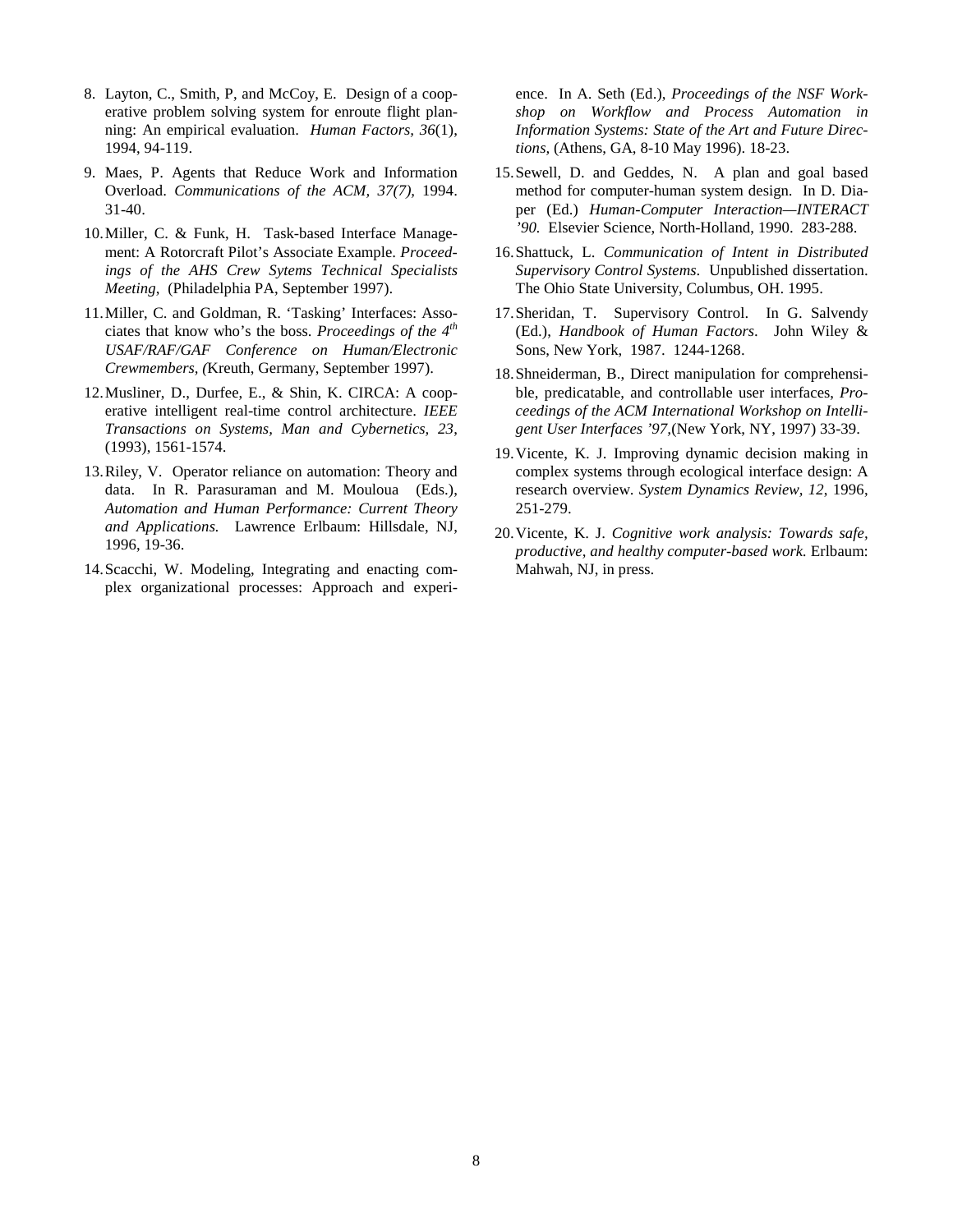8. Layton, C., Smith, P, and McCoy, E. Design of a cooperative problem solving system for enroute flight planning: An empirical evaluation. *Human Factors, 36*(1), 1994, 94-119.

9. Maes, P. Agents that Reduce Work and Information Overload. *Communications of the ACM, 37(7),* 1994. 31-40.

10. Miller, C. & Funk, H. Task-based Interface Management: A Rotorcraft Pilot's Associate Example. *Proceedings of the AHS Crew Sytems Technical Specialists Meeting,* (Philadelphia PA, September 1997).

11. Miller, C. and Goldman, R. 'Tasking' Interfaces: Associates that know who's the boss. *Proceedings of the 4th USAF/RAF/GAF Conference on Human/Electronic Crewmembers, (*Kreuth, Germany, September 1997).

12. Musliner, D., Durfee, E., & Shin, K. CIRCA: A cooperative intelligent real-time control architecture. *IEEE Transactions on Systems, Man and Cybernetics, 23,* (1993), 1561-1574.

13. Riley, V. Operator reliance on automation: Theory and data. In R. Parasuraman and M. Mouloua (Eds.), *Automation and Human Performance: Current Theory and Applications.* Lawrence Erlbaum: Hillsdale, NJ, 1996, 19-36.

14. Scacchi, W. Modeling, Integrating and enacting complex organizational processes: Approach and experience. In A. Seth (Ed.), *Proceedings of the NSF Workshop on Workflow and Process Automation in Information Systems: State of the Art and Future Directions,* (Athens, GA, 8-10 May 1996). 18-23.

15. Sewell, D. and Geddes, N. A plan and goal based method for computer-human system design. In D. Diaper (Ed.) *Human-Computer Interaction—INTERACT '90.* Elsevier Science, North-Holland, 1990. 283-288.

16. Shattuck, L. *Communication of Intent in Distributed Supervisory Control Systems*. Unpublished dissertation. The Ohio State University, Columbus, OH. 1995.

17. Sheridan, T. Supervisory Control. In G. Salvendy (Ed.), *Handbook of Human Factors*. John Wiley & Sons, New York, 1987. 1244-1268.

18. Shneiderman, B., Direct manipulation for comprehensible, predicatable, and controllable user interfaces, *Proceedings of the ACM International Workshop on Intelligent User Interfaces '97,*(New York, NY, 1997) 33-39.

19. Vicente, K. J. Improving dynamic decision making in complex systems through ecological interface design: A research overview. *System Dynamics Review, 12,* 1996, 251-279.

20. Vicente, K. J. *Cognitive work analysis: Towards safe, productive, and healthy computer-based work.* Erlbaum: Mahwah, NJ, in press.